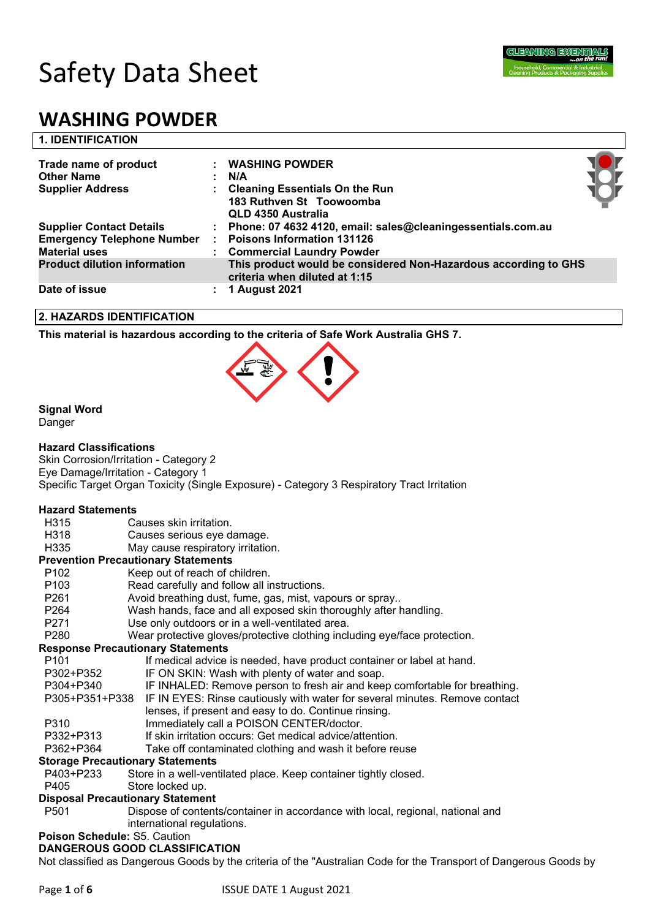# Safety Data Sheet

# WASHING POWDER

## 1. IDENTIFICATION

| | | |
|---|---|---|
| **Trade name of product** | : | **WASHING POWDER** |
| **Other Name** | : | **N/A** |
| **Supplier Address** | : | **Cleaning Essentials On the Run 183 Ruthven St Toowoomba QLD 4350 Australia** |
| **Supplier Contact Details** | : | **Phone: 07 4632 4120, email: sales@cleaningessentials.com.au** |
| **Emergency Telephone Number** | : | **Poisons Information 131126** |
| **Material uses** | : | **Commercial Laundry Powder** |
| **Product dilution information** | | **This product would be considered Non-Hazardous according to GHS criteria when diluted at 1:15** |
| **Date of issue** | : | **1 August 2021** |

## 2. HAZARDS IDENTIFICATION

**This material is hazardous according to the criteria of Safe Work Australia GHS 7.**

**Signal Word**
Danger

**Hazard Classifications**
Skin Corrosion/Irritation - Category 2
Eye Damage/Irritation - Category 1
Specific Target Organ Toxicity (Single Exposure) - Category 3 Respiratory Tract Irritation

**Hazard Statements**

| | |
|---|---|
| H315 | Causes skin irritation. |
| H318 | Causes serious eye damage. |
| H335 | May cause respiratory irritation. |

**Prevention Precautionary Statements**

| | |
|---|---|
| P102 | Keep out of reach of children. |
| P103 | Read carefully and follow all instructions. |
| P261 | Avoid breathing dust, fume, gas, mist, vapours or spray.. |
| P264 | Wash hands, face and all exposed skin thoroughly after handling. |
| P271 | Use only outdoors or in a well-ventilated area. |
| P280 | Wear protective gloves/protective clothing including eye/face protection. |

**Response Precautionary Statements**

| | |
|---|---|
| P101 | If medical advice is needed, have product container or label at hand. |
| P302+P352 | IF ON SKIN: Wash with plenty of water and soap. |
| P304+P340 | IF INHALED: Remove person to fresh air and keep comfortable for breathing. |
| P305+P351+P338 | IF IN EYES: Rinse cautiously with water for several minutes. Remove contact lenses, if present and easy to do. Continue rinsing. |
| P310 | Immediately call a POISON CENTER/doctor. |
| P332+P313 | If skin irritation occurs: Get medical advice/attention. |
| P362+P364 | Take off contaminated clothing and wash it before reuse |

**Storage Precautionary Statements**

| | |
|---|---|
| P403+P233 | Store in a well-ventilated place. Keep container tightly closed. |
| P405 | Store locked up. |

**Disposal Precautionary Statement**

| | |
|---|---|
| P501 | Dispose of contents/container in accordance with local, regional, national and international regulations. |

**Poison Schedule:** S5. Caution

**DANGEROUS GOOD CLASSIFICATION**

Not classified as Dangerous Goods by the criteria of the "Australian Code for the Transport of Dangerous Goods by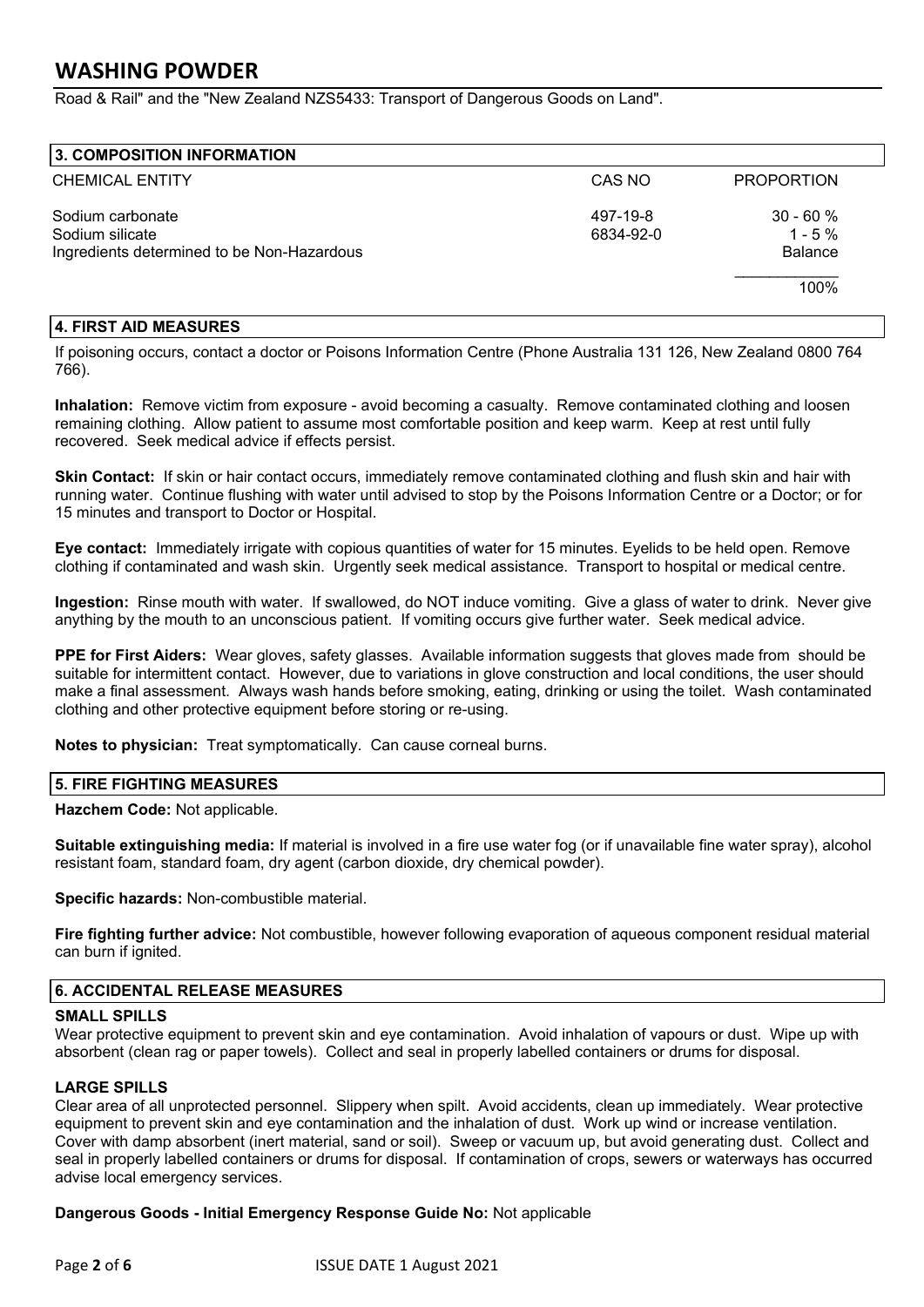Road & Rail" and the "New Zealand NZS5433: Transport of Dangerous Goods on Land".

## 3. COMPOSITION INFORMATION

| CHEMICAL ENTITY | CAS NO | PROPORTION |
|---|---|---|
| Sodium carbonate | 497-19-8 | 30 - 60 % |
| Sodium silicate | 6834-92-0 | 1 - 5 % |
| Ingredients determined to be Non-Hazardous | | Balance |
| | | 100% |

## 4. FIRST AID MEASURES

If poisoning occurs, contact a doctor or Poisons Information Centre (Phone Australia 131 126, New Zealand 0800 764 766).

**Inhalation:** Remove victim from exposure - avoid becoming a casualty. Remove contaminated clothing and loosen remaining clothing. Allow patient to assume most comfortable position and keep warm. Keep at rest until fully recovered. Seek medical advice if effects persist.

**Skin Contact:** If skin or hair contact occurs, immediately remove contaminated clothing and flush skin and hair with running water. Continue flushing with water until advised to stop by the Poisons Information Centre or a Doctor; or for 15 minutes and transport to Doctor or Hospital.

**Eye contact:** Immediately irrigate with copious quantities of water for 15 minutes. Eyelids to be held open. Remove clothing if contaminated and wash skin. Urgently seek medical assistance. Transport to hospital or medical centre.

**Ingestion:** Rinse mouth with water. If swallowed, do NOT induce vomiting. Give a glass of water to drink. Never give anything by the mouth to an unconscious patient. If vomiting occurs give further water. Seek medical advice.

**PPE for First Aiders:** Wear gloves, safety glasses. Available information suggests that gloves made from should be suitable for intermittent contact. However, due to variations in glove construction and local conditions, the user should make a final assessment. Always wash hands before smoking, eating, drinking or using the toilet. Wash contaminated clothing and other protective equipment before storing or re-using.

**Notes to physician:** Treat symptomatically. Can cause corneal burns.

## 5. FIRE FIGHTING MEASURES

**Hazchem Code:** Not applicable.

**Suitable extinguishing media:** If material is involved in a fire use water fog (or if unavailable fine water spray), alcohol resistant foam, standard foam, dry agent (carbon dioxide, dry chemical powder).

**Specific hazards:** Non-combustible material.

**Fire fighting further advice:** Not combustible, however following evaporation of aqueous component residual material can burn if ignited.

## 6. ACCIDENTAL RELEASE MEASURES

### SMALL SPILLS

Wear protective equipment to prevent skin and eye contamination. Avoid inhalation of vapours or dust. Wipe up with absorbent (clean rag or paper towels). Collect and seal in properly labelled containers or drums for disposal.

### LARGE SPILLS

Clear area of all unprotected personnel. Slippery when spilt. Avoid accidents, clean up immediately. Wear protective equipment to prevent skin and eye contamination and the inhalation of dust. Work up wind or increase ventilation. Cover with damp absorbent (inert material, sand or soil). Sweep or vacuum up, but avoid generating dust. Collect and seal in properly labelled containers or drums for disposal. If contamination of crops, sewers or waterways has occurred advise local emergency services.

**Dangerous Goods - Initial Emergency Response Guide No:** Not applicable

ISSUE DATE 1 August 2021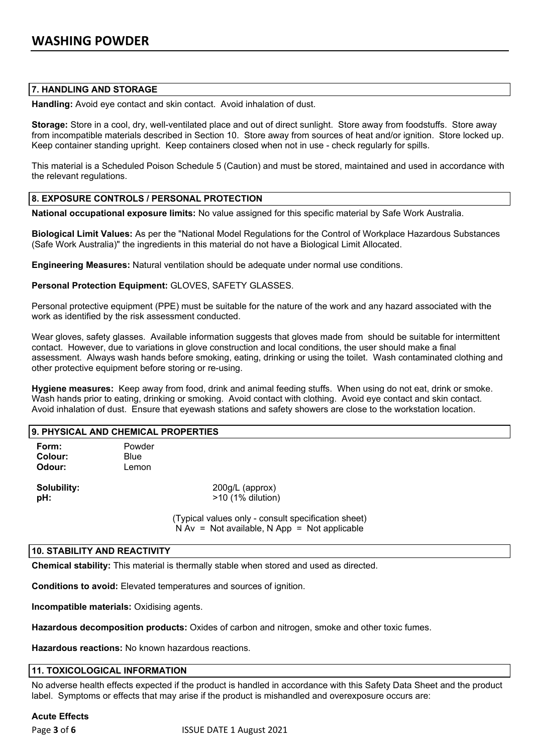## 7. HANDLING AND STORAGE

**Handling:** Avoid eye contact and skin contact. Avoid inhalation of dust.

**Storage:** Store in a cool, dry, well-ventilated place and out of direct sunlight. Store away from foodstuffs. Store away from incompatible materials described in Section 10. Store away from sources of heat and/or ignition. Store locked up. Keep container standing upright. Keep containers closed when not in use - check regularly for spills.

This material is a Scheduled Poison Schedule 5 (Caution) and must be stored, maintained and used in accordance with the relevant regulations.

## 8. EXPOSURE CONTROLS / PERSONAL PROTECTION

**National occupational exposure limits:** No value assigned for this specific material by Safe Work Australia.

**Biological Limit Values:** As per the "National Model Regulations for the Control of Workplace Hazardous Substances (Safe Work Australia)" the ingredients in this material do not have a Biological Limit Allocated.

**Engineering Measures:** Natural ventilation should be adequate under normal use conditions.

**Personal Protection Equipment:** GLOVES, SAFETY GLASSES.

Personal protective equipment (PPE) must be suitable for the nature of the work and any hazard associated with the work as identified by the risk assessment conducted.

Wear gloves, safety glasses. Available information suggests that gloves made from should be suitable for intermittent contact. However, due to variations in glove construction and local conditions, the user should make a final assessment. Always wash hands before smoking, eating, drinking or using the toilet. Wash contaminated clothing and other protective equipment before storing or re-using.

**Hygiene measures:** Keep away from food, drink and animal feeding stuffs. When using do not eat, drink or smoke. Wash hands prior to eating, drinking or smoking. Avoid contact with clothing. Avoid eye contact and skin contact. Avoid inhalation of dust. Ensure that eyewash stations and safety showers are close to the workstation location.

## 9. PHYSICAL AND CHEMICAL PROPERTIES

**Form:** Powder
**Colour:** Blue
**Odour:** Lemon

**Solubility:** 200g/L (approx)
**pH:** >10 (1% dilution)

(Typical values only - consult specification sheet)
N Av = Not available, N App = Not applicable

## 10. STABILITY AND REACTIVITY

**Chemical stability:** This material is thermally stable when stored and used as directed.

**Conditions to avoid:** Elevated temperatures and sources of ignition.

**Incompatible materials:** Oxidising agents.

**Hazardous decomposition products:** Oxides of carbon and nitrogen, smoke and other toxic fumes.

**Hazardous reactions:** No known hazardous reactions.

## 11. TOXICOLOGICAL INFORMATION

No adverse health effects expected if the product is handled in accordance with this Safety Data Sheet and the product label. Symptoms or effects that may arise if the product is mishandled and overexposure occurs are:

**Acute Effects**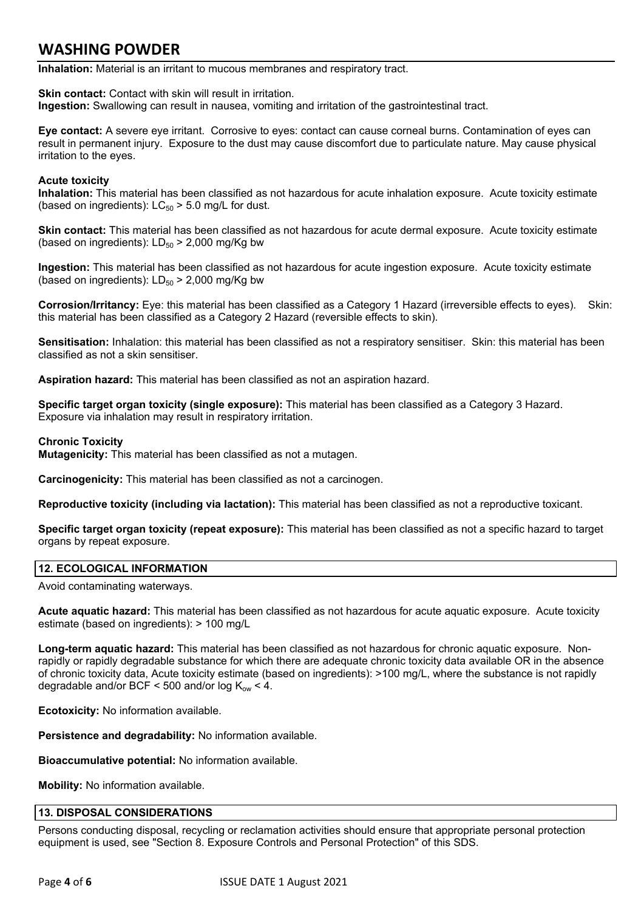**Inhalation:** Material is an irritant to mucous membranes and respiratory tract.

**Skin contact:** Contact with skin will result in irritation.
**Ingestion:** Swallowing can result in nausea, vomiting and irritation of the gastrointestinal tract.

**Eye contact:** A severe eye irritant. Corrosive to eyes: contact can cause corneal burns. Contamination of eyes can result in permanent injury. Exposure to the dust may cause discomfort due to particulate nature. May cause physical irritation to the eyes.

**Acute toxicity**
**Inhalation:** This material has been classified as not hazardous for acute inhalation exposure. Acute toxicity estimate (based on ingredients): $LC_{50}$ > 5.0 mg/L for dust.

**Skin contact:** This material has been classified as not hazardous for acute dermal exposure. Acute toxicity estimate (based on ingredients): $LD_{50}$ > 2,000 mg/Kg bw

**Ingestion:** This material has been classified as not hazardous for acute ingestion exposure. Acute toxicity estimate (based on ingredients): $LD_{50}$ > 2,000 mg/Kg bw

**Corrosion/Irritancy:** Eye: this material has been classified as a Category 1 Hazard (irreversible effects to eyes). Skin: this material has been classified as a Category 2 Hazard (reversible effects to skin).

**Sensitisation:** Inhalation: this material has been classified as not a respiratory sensitiser. Skin: this material has been classified as not a skin sensitiser.

**Aspiration hazard:** This material has been classified as not an aspiration hazard.

**Specific target organ toxicity (single exposure):** This material has been classified as a Category 3 Hazard. Exposure via inhalation may result in respiratory irritation.

**Chronic Toxicity**
**Mutagenicity:** This material has been classified as not a mutagen.

**Carcinogenicity:** This material has been classified as not a carcinogen.

**Reproductive toxicity (including via lactation):** This material has been classified as not a reproductive toxicant.

**Specific target organ toxicity (repeat exposure):** This material has been classified as not a specific hazard to target organs by repeat exposure.

## 12. ECOLOGICAL INFORMATION

Avoid contaminating waterways.

**Acute aquatic hazard:** This material has been classified as not hazardous for acute aquatic exposure. Acute toxicity estimate (based on ingredients): > 100 mg/L

**Long-term aquatic hazard:** This material has been classified as not hazardous for chronic aquatic exposure. Non-rapidly or rapidly degradable substance for which there are adequate chronic toxicity data available OR in the absence of chronic toxicity data, Acute toxicity estimate (based on ingredients): >100 mg/L, where the substance is not rapidly degradable and/or BCF < 500 and/or log $K_{ow}$ < 4.

**Ecotoxicity:** No information available.

**Persistence and degradability:** No information available.

**Bioaccumulative potential:** No information available.

**Mobility:** No information available.

## 13. DISPOSAL CONSIDERATIONS

Persons conducting disposal, recycling or reclamation activities should ensure that appropriate personal protection equipment is used, see "Section 8. Exposure Controls and Personal Protection" of this SDS.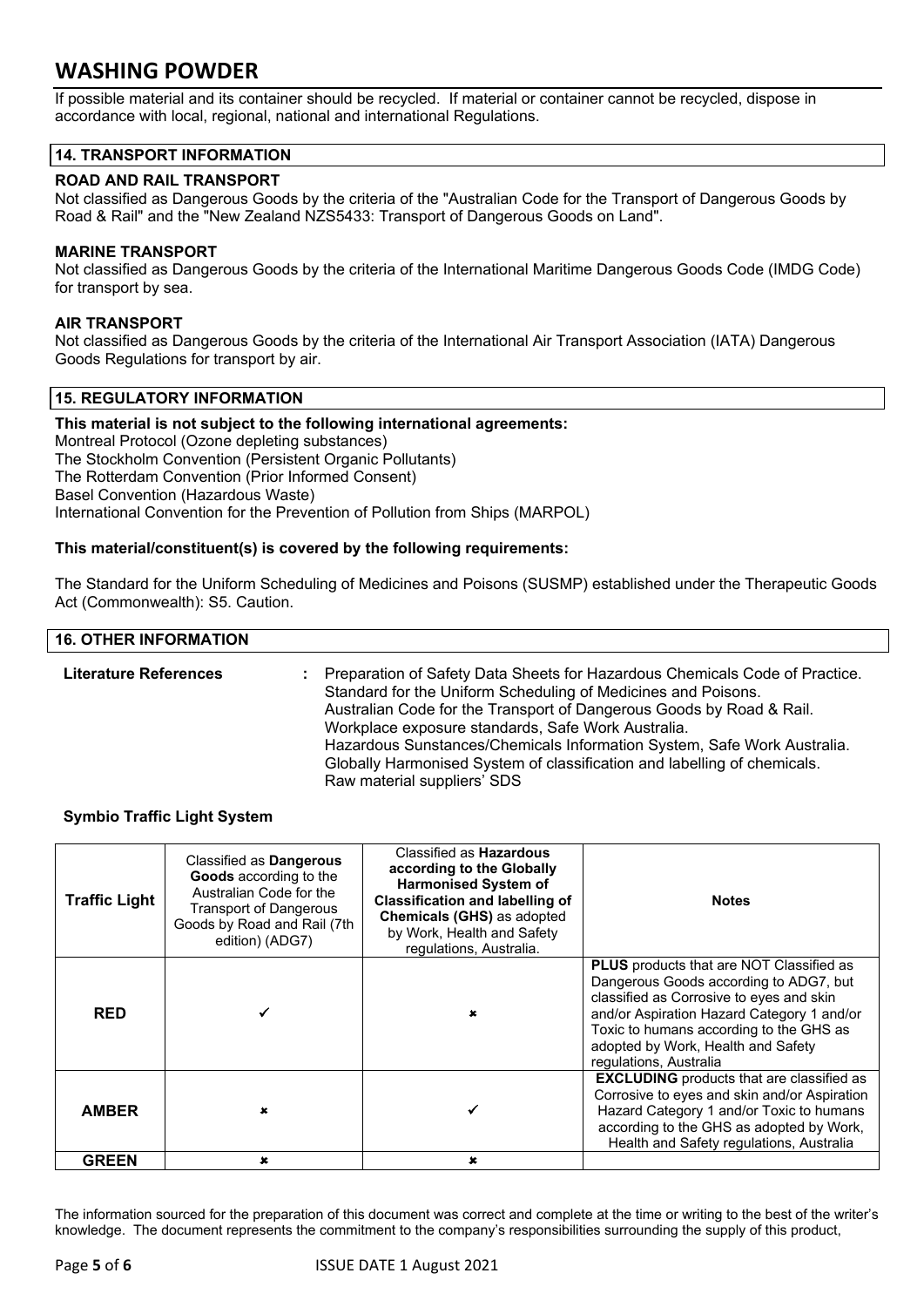If possible material and its container should be recycled. If material or container cannot be recycled, dispose in accordance with local, regional, national and international Regulations.

## 14. TRANSPORT INFORMATION

### ROAD AND RAIL TRANSPORT

Not classified as Dangerous Goods by the criteria of the "Australian Code for the Transport of Dangerous Goods by Road & Rail" and the "New Zealand NZS5433: Transport of Dangerous Goods on Land".

### MARINE TRANSPORT

Not classified as Dangerous Goods by the criteria of the International Maritime Dangerous Goods Code (IMDG Code) for transport by sea.

### AIR TRANSPORT

Not classified as Dangerous Goods by the criteria of the International Air Transport Association (IATA) Dangerous Goods Regulations for transport by air.

## 15. REGULATORY INFORMATION

**This material is not subject to the following international agreements:**

Montreal Protocol (Ozone depleting substances)
The Stockholm Convention (Persistent Organic Pollutants)
The Rotterdam Convention (Prior Informed Consent)
Basel Convention (Hazardous Waste)
International Convention for the Prevention of Pollution from Ships (MARPOL)

**This material/constituent(s) is covered by the following requirements:**

The Standard for the Uniform Scheduling of Medicines and Poisons (SUSMP) established under the Therapeutic Goods Act (Commonwealth): S5. Caution.

## 16. OTHER INFORMATION

**Literature References** : Preparation of Safety Data Sheets for Hazardous Chemicals Code of Practice.
Standard for the Uniform Scheduling of Medicines and Poisons.
Australian Code for the Transport of Dangerous Goods by Road & Rail.
Workplace exposure standards, Safe Work Australia.
Hazardous Sunstances/Chemicals Information System, Safe Work Australia.
Globally Harmonised System of classification and labelling of chemicals.
Raw material suppliers' SDS

**Symbio Traffic Light System**

| Traffic Light | Classified as **Dangerous Goods** according to the Australian Code for the Transport of Dangerous Goods by Road and Rail (7th edition) (ADG7) | Classified as **Hazardous according to the Globally Harmonised System of Classification and labelling of Chemicals (GHS)** as adopted by Work, Health and Safety regulations, Australia. | Notes |
|---|---|---|---|
| **RED** | ✓ | ✗ | **PLUS** products that are NOT Classified as Dangerous Goods according to ADG7, but classified as Corrosive to eyes and skin and/or Aspiration Hazard Category 1 and/or Toxic to humans according to the GHS as adopted by Work, Health and Safety regulations, Australia |
| **AMBER** | ✗ | ✓ | **EXCLUDING** products that are classified as Corrosive to eyes and skin and/or Aspiration Hazard Category 1 and/or Toxic to humans according to the GHS as adopted by Work, Health and Safety regulations, Australia |
| **GREEN** | ✗ | ✗ | |

The information sourced for the preparation of this document was correct and complete at the time or writing to the best of the writer's knowledge. The document represents the commitment to the company's responsibilities surrounding the supply of this product,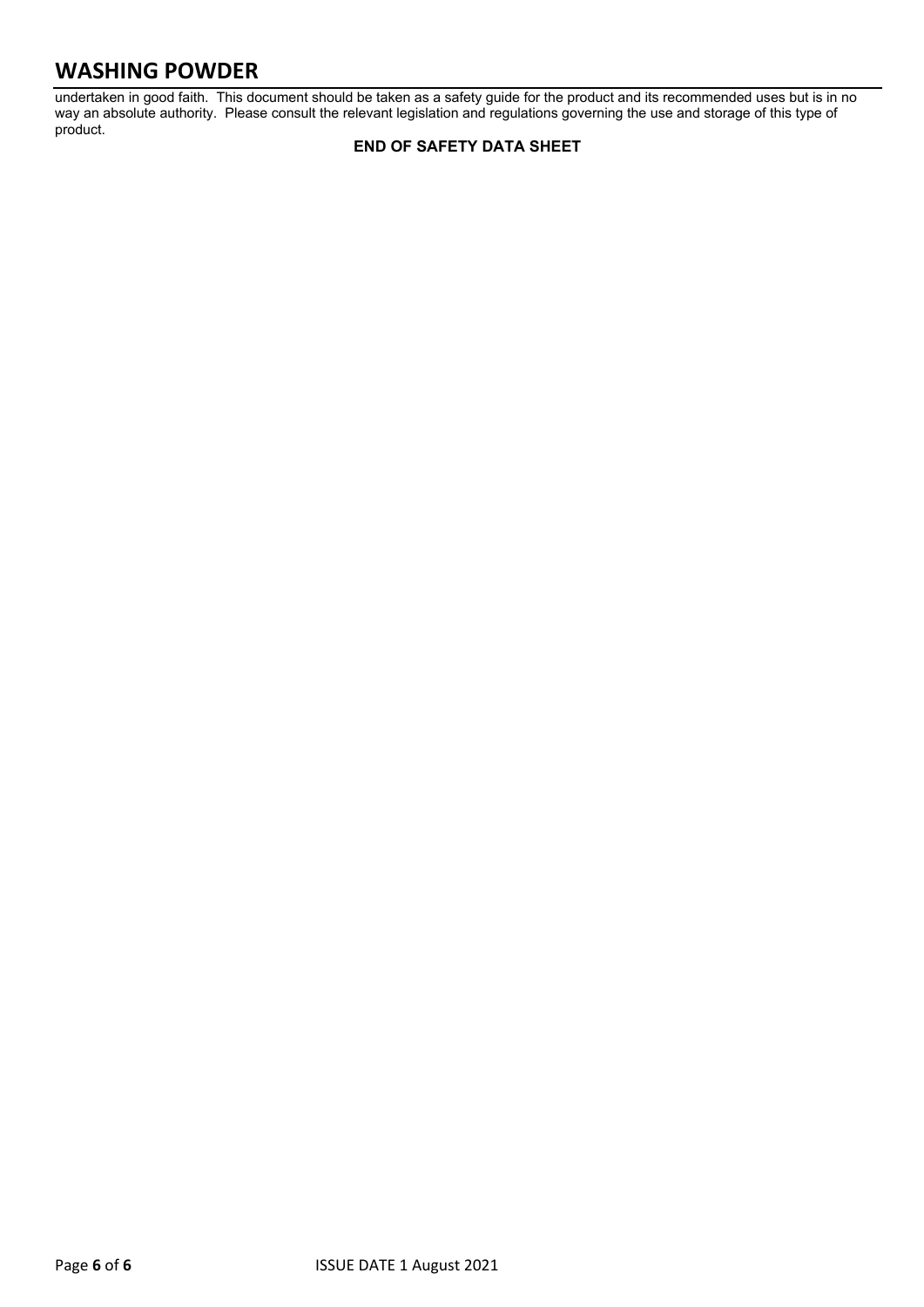undertaken in good faith. This document should be taken as a safety guide for the product and its recommended uses but is in no way an absolute authority. Please consult the relevant legislation and regulations governing the use and storage of this type of product.

**END OF SAFETY DATA SHEET**